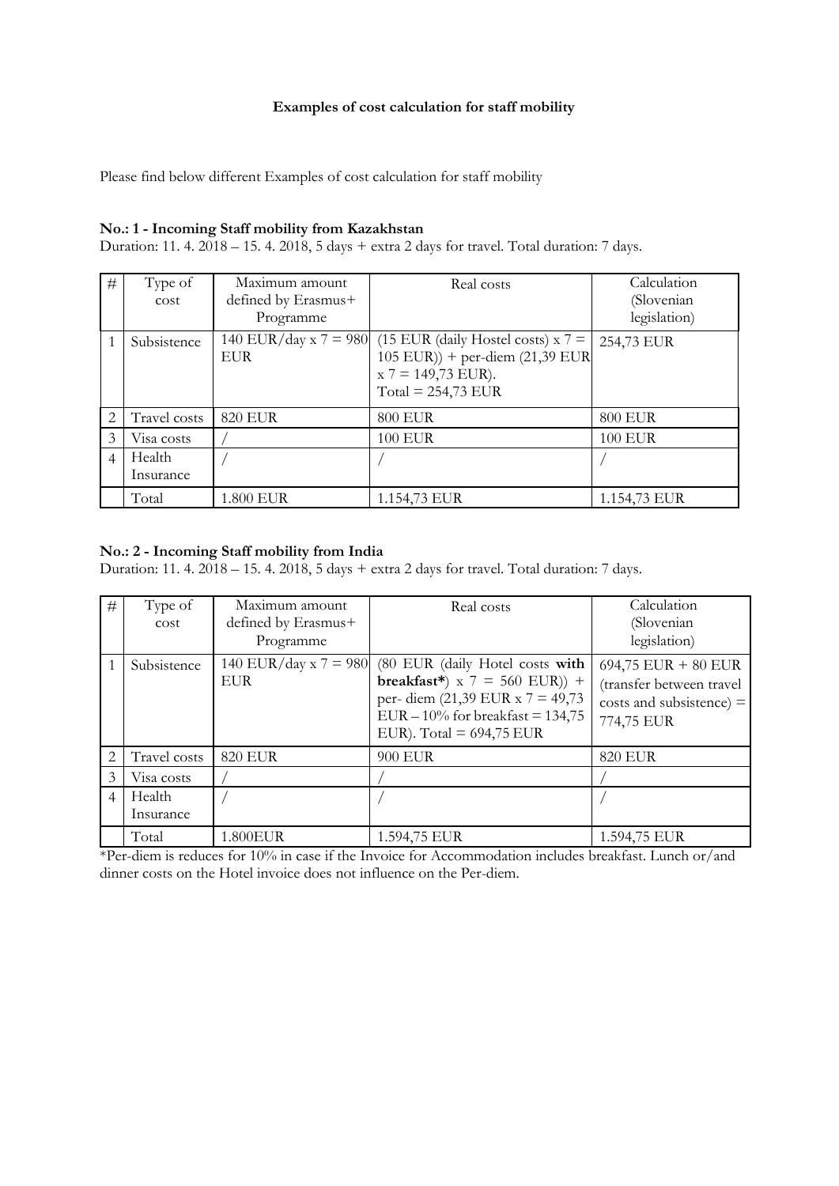**Examples of cost calculation for staff mobility**

Please find below different Examples of cost calculation for staff mobility

**No.: 1 - Incoming Staff mobility from Kazakhstan**

Duration: 11. 4. 2018 – 15. 4. 2018, 5 days + extra 2 days for travel. Total duration: 7 days.

| # | Type of cost | Maximum amount defined by Erasmus+ Programme | Real costs | Calculation (Slovenian legislation) |
|---|---|---|---|---|
| 1 | Subsistence | 140 EUR/day x 7 = 980 EUR | (15 EUR (daily Hostel costs) x 7 = 105 EUR)) + per-diem (21,39 EUR x 7 = 149,73 EUR). Total = 254,73 EUR | 254,73 EUR |
| 2 | Travel costs | 820 EUR | 800 EUR | 800 EUR |
| 3 | Visa costs | / | 100 EUR | 100 EUR |
| 4 | Health Insurance | / | / | / |
| | Total | 1.800 EUR | 1.154,73 EUR | 1.154,73 EUR |

**No.: 2 - Incoming Staff mobility from India**

Duration: 11. 4. 2018 – 15. 4. 2018, 5 days + extra 2 days for travel. Total duration: 7 days.

| # | Type of cost | Maximum amount defined by Erasmus+ Programme | Real costs | Calculation (Slovenian legislation) |
|---|---|---|---|---|
| 1 | Subsistence | 140 EUR/day x 7 = 980 EUR | (80 EUR (daily Hotel costs **with breakfast***) x 7 = 560 EUR)) + per- diem (21,39 EUR x 7 = 49,73 EUR – 10% for breakfast = 134,75 EUR). Total = 694,75 EUR | 694,75 EUR + 80 EUR (transfer between travel costs and subsistence) = 774,75 EUR |
| 2 | Travel costs | 820 EUR | 900 EUR | 820 EUR |
| 3 | Visa costs | / | / | / |
| 4 | Health Insurance | / | / | / |
| | Total | 1.800EUR | 1.594,75 EUR | 1.594,75 EUR |

*Per-diem is reduces for 10% in case if the Invoice for Accommodation includes breakfast. Lunch or/and dinner costs on the Hotel invoice does not influence on the Per-diem.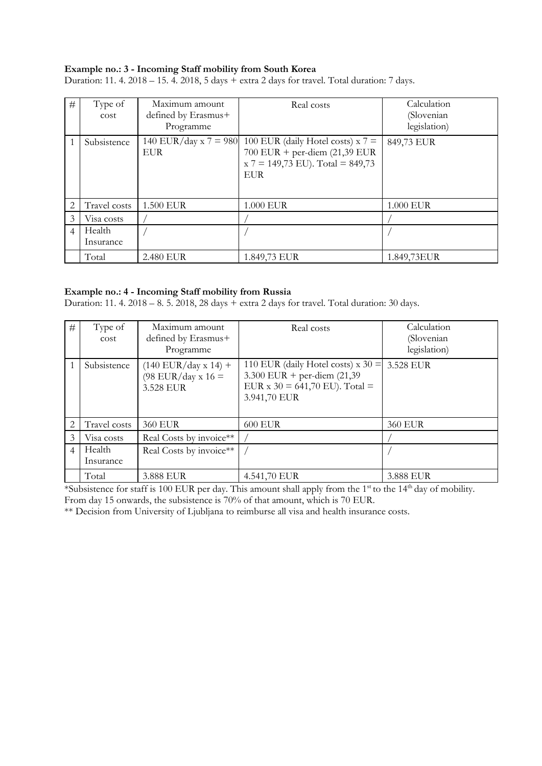**Example no.: 3 - Incoming Staff mobility from South Korea**

Duration: 11. 4. 2018 – 15. 4. 2018, 5 days + extra 2 days for travel. Total duration: 7 days.

| # | Type of cost | Maximum amount defined by Erasmus+ Programme | Real costs | Calculation (Slovenian legislation) |
|---|---|---|---|---|
| 1 | Subsistence | 140 EUR/day x 7 = 980 EUR | 100 EUR (daily Hotel costs) x 7 = 700 EUR + per-diem (21,39 EUR x 7 = 149,73 EU). Total = 849,73 EUR | 849,73 EUR |
| 2 | Travel costs | 1.500 EUR | 1.000 EUR | 1.000 EUR |
| 3 | Visa costs | / | / | / |
| 4 | Health Insurance | / | / | / |
| | Total | 2.480 EUR | 1.849,73 EUR | 1.849,73EUR |

**Example no.: 4 - Incoming Staff mobility from Russia**

Duration: 11. 4. 2018 – 8. 5. 2018, 28 days + extra 2 days for travel. Total duration: 30 days.

| # | Type of cost | Maximum amount defined by Erasmus+ Programme | Real costs | Calculation (Slovenian legislation) |
|---|---|---|---|---|
| 1 | Subsistence | (140 EUR/day x 14) + (98 EUR/day x 16 = 3.528 EUR | 110 EUR (daily Hotel costs) x 30 = 3.300 EUR + per-diem (21,39 EUR x 30 = 641,70 EU). Total = 3.941,70 EUR | 3.528 EUR |
| 2 | Travel costs | 360 EUR | 600 EUR | 360 EUR |
| 3 | Visa costs | Real Costs by invoice** | / | / |
| 4 | Health Insurance | Real Costs by invoice** | / | / |
| | Total | 3.888 EUR | 4.541,70 EUR | 3.888 EUR |

*Subsistence for staff is 100 EUR per day. This amount shall apply from the 1st to the 14th day of mobility. From day 15 onwards, the subsistence is 70% of that amount, which is 70 EUR.

** Decision from University of Ljubljana to reimburse all visa and health insurance costs.